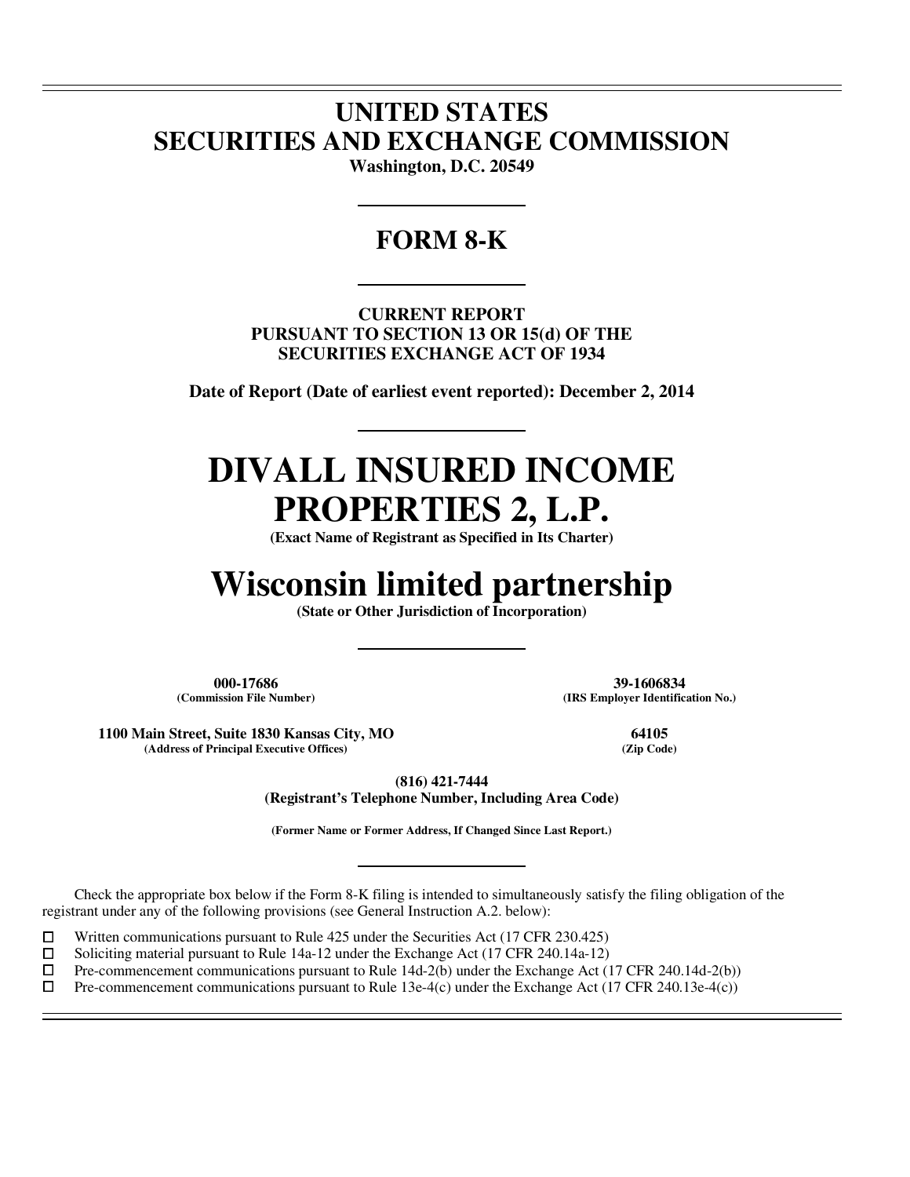# UNITED STATES
# SECURITIES AND EXCHANGE COMMISSION

**Washington, D.C. 20549**

## FORM 8-K

**CURRENT REPORT**
**PURSUANT TO SECTION 13 OR 15(d) OF THE**
**SECURITIES EXCHANGE ACT OF 1934**

**Date of Report (Date of earliest event reported): December 2, 2014**

# DIVALL INSURED INCOME PROPERTIES 2, L.P.

**(Exact Name of Registrant as Specified in Its Charter)**

# Wisconsin limited partnership

**(State or Other Jurisdiction of Incorporation)**

| **000-17686** | **39-1606834** |
|---|---|
| **(Commission File Number)** | **(IRS Employer Identification No.)** |

| **1100 Main Street, Suite 1830 Kansas City, MO** | **64105** |
|---|---|
| **(Address of Principal Executive Offices)** | **(Zip Code)** |

**(816) 421-7444**
**(Registrant's Telephone Number, Including Area Code)**

**(Former Name or Former Address, If Changed Since Last Report.)**

Check the appropriate box below if the Form 8-K filing is intended to simultaneously satisfy the filing obligation of the registrant under any of the following provisions (see General Instruction A.2. below):

- ☐ Written communications pursuant to Rule 425 under the Securities Act (17 CFR 230.425)
- ☐ Soliciting material pursuant to Rule 14a-12 under the Exchange Act (17 CFR 240.14a-12)
- ☐ Pre-commencement communications pursuant to Rule 14d-2(b) under the Exchange Act (17 CFR 240.14d-2(b))
- ☐ Pre-commencement communications pursuant to Rule 13e-4(c) under the Exchange Act (17 CFR 240.13e-4(c))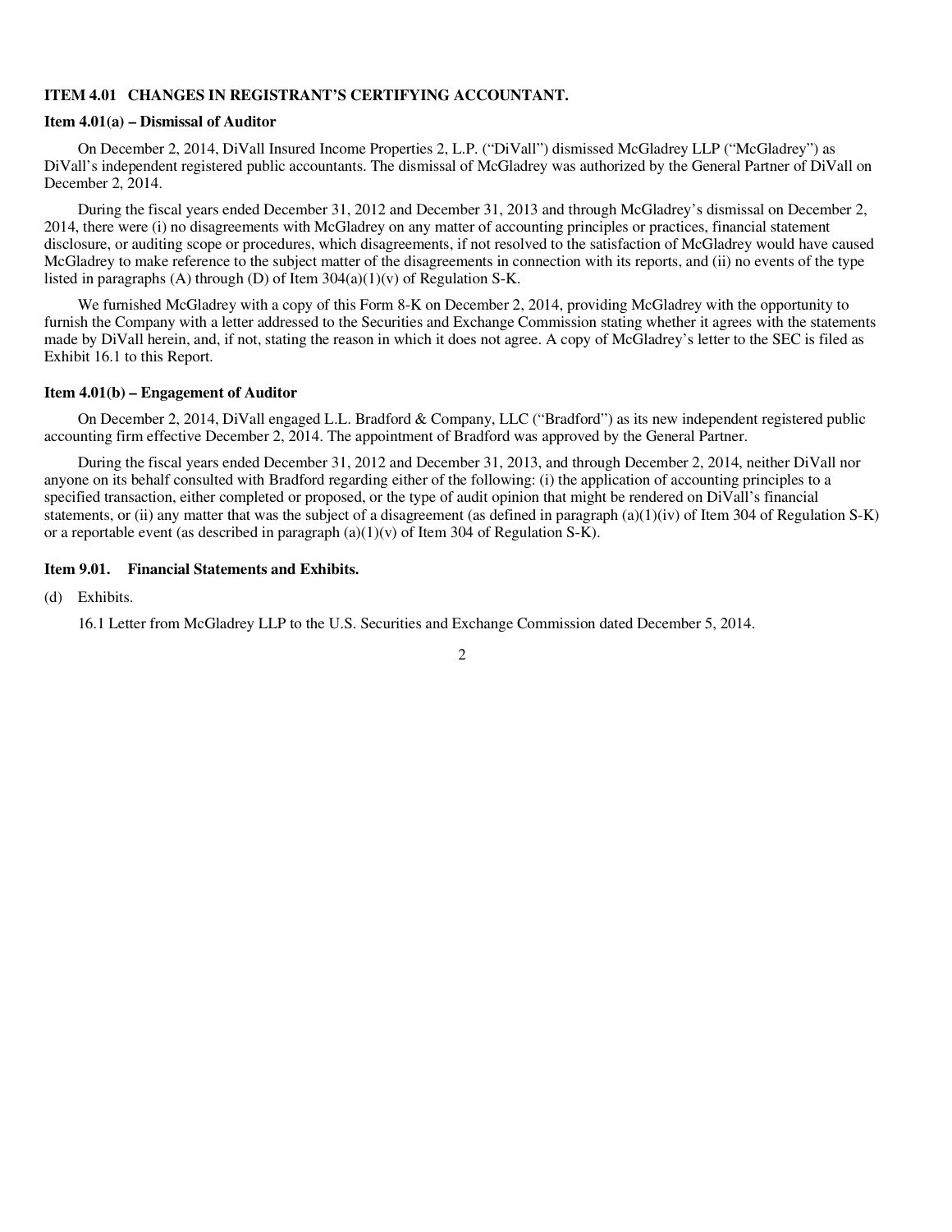### ITEM 4.01 CHANGES IN REGISTRANT'S CERTIFYING ACCOUNTANT.

**Item 4.01(a) – Dismissal of Auditor**

On December 2, 2014, DiVall Insured Income Properties 2, L.P. ("DiVall") dismissed McGladrey LLP ("McGladrey") as DiVall's independent registered public accountants. The dismissal of McGladrey was authorized by the General Partner of DiVall on December 2, 2014.

During the fiscal years ended December 31, 2012 and December 31, 2013 and through McGladrey's dismissal on December 2, 2014, there were (i) no disagreements with McGladrey on any matter of accounting principles or practices, financial statement disclosure, or auditing scope or procedures, which disagreements, if not resolved to the satisfaction of McGladrey would have caused McGladrey to make reference to the subject matter of the disagreements in connection with its reports, and (ii) no events of the type listed in paragraphs (A) through (D) of Item 304(a)(1)(v) of Regulation S-K.

We furnished McGladrey with a copy of this Form 8-K on December 2, 2014, providing McGladrey with the opportunity to furnish the Company with a letter addressed to the Securities and Exchange Commission stating whether it agrees with the statements made by DiVall herein, and, if not, stating the reason in which it does not agree. A copy of McGladrey's letter to the SEC is filed as Exhibit 16.1 to this Report.

**Item 4.01(b) – Engagement of Auditor**

On December 2, 2014, DiVall engaged L.L. Bradford & Company, LLC ("Bradford") as its new independent registered public accounting firm effective December 2, 2014. The appointment of Bradford was approved by the General Partner.

During the fiscal years ended December 31, 2012 and December 31, 2013, and through December 2, 2014, neither DiVall nor anyone on its behalf consulted with Bradford regarding either of the following: (i) the application of accounting principles to a specified transaction, either completed or proposed, or the type of audit opinion that might be rendered on DiVall's financial statements, or (ii) any matter that was the subject of a disagreement (as defined in paragraph (a)(1)(iv) of Item 304 of Regulation S-K) or a reportable event (as described in paragraph (a)(1)(v) of Item 304 of Regulation S-K).

**Item 9.01. Financial Statements and Exhibits.**

(d) Exhibits.

16.1 Letter from McGladrey LLP to the U.S. Securities and Exchange Commission dated December 5, 2014.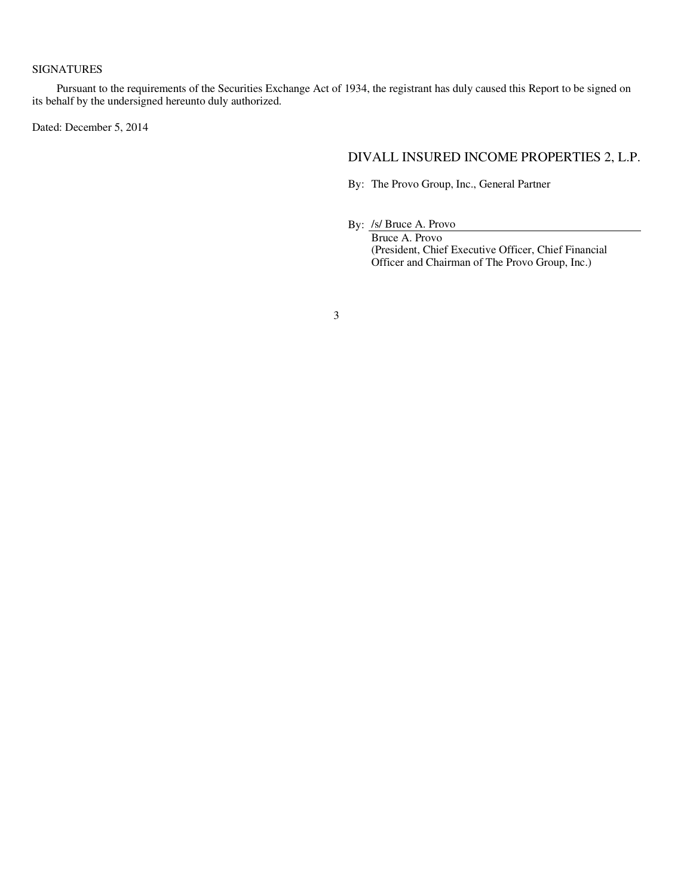SIGNATURES

Pursuant to the requirements of the Securities Exchange Act of 1934, the registrant has duly caused this Report to be signed on its behalf by the undersigned hereunto duly authorized.

Dated: December 5, 2014

DIVALL INSURED INCOME PROPERTIES 2, L.P.

By: The Provo Group, Inc., General Partner

By: /s/ Bruce A. Provo
Bruce A. Provo
(President, Chief Executive Officer, Chief Financial Officer and Chairman of The Provo Group, Inc.)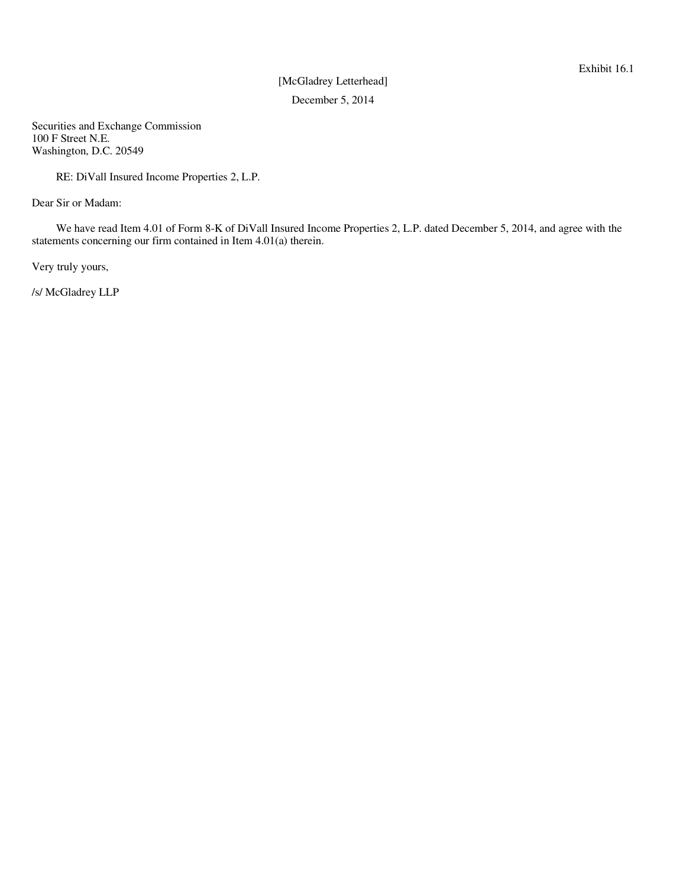Exhibit 16.1

[McGladrey Letterhead]

December 5, 2014

Securities and Exchange Commission
100 F Street N.E.
Washington, D.C. 20549

RE: DiVall Insured Income Properties 2, L.P.

Dear Sir or Madam:

We have read Item 4.01 of Form 8-K of DiVall Insured Income Properties 2, L.P. dated December 5, 2014, and agree with the statements concerning our firm contained in Item 4.01(a) therein.

Very truly yours,

/s/ McGladrey LLP